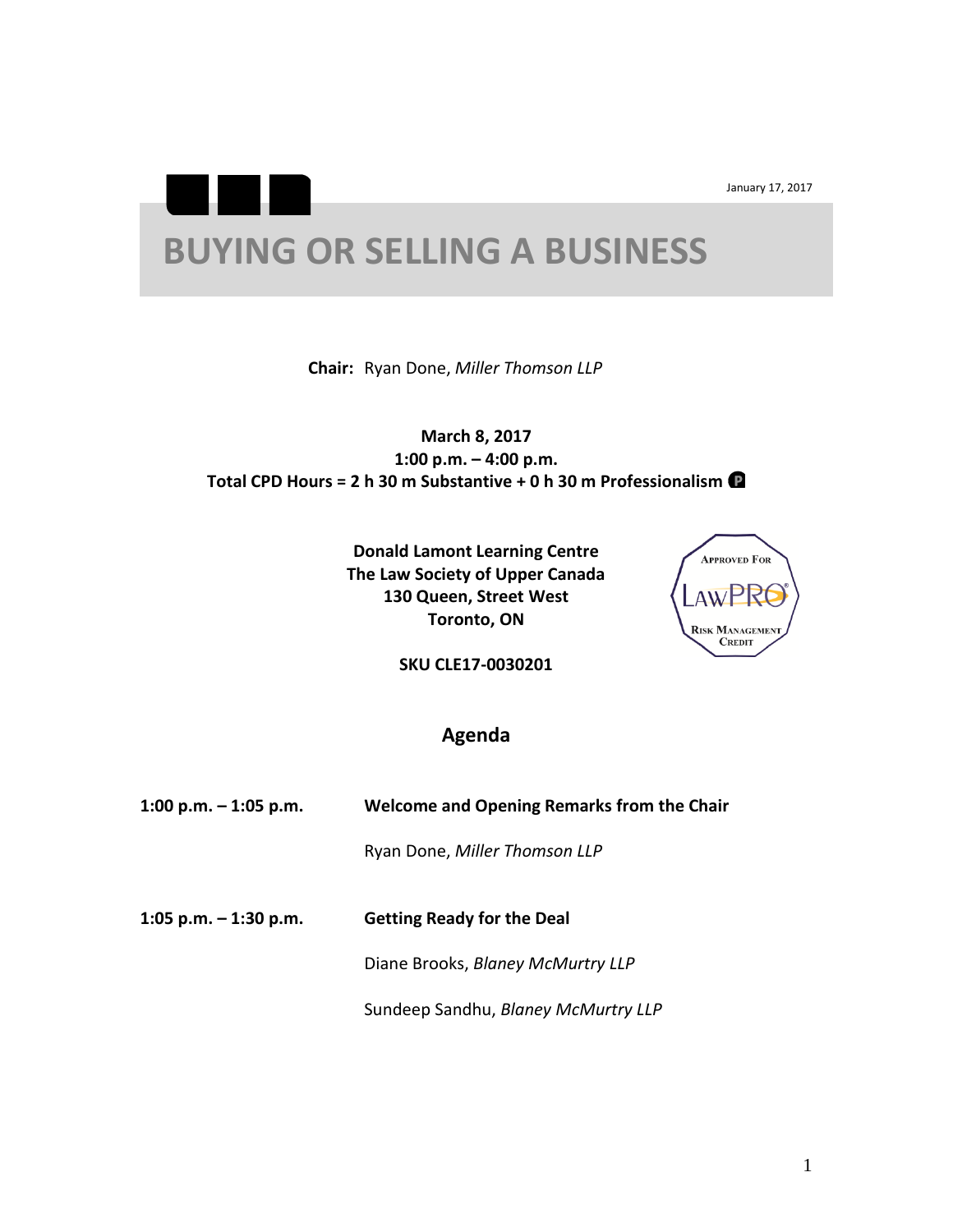January 17, 2017

# BUYING OR SELLING A BUSINESS

**Chair:** Ryan Done, *Miller Thomson LLP*

**March 8, 2017**
**1:00 p.m. – 4:00 p.m.**
**Total CPD Hours = 2 h 30 m Substantive + 0 h 30 m Professionalism P**

**Donald Lamont Learning Centre**
**The Law Society of Upper Canada**
**130 Queen, Street West**
**Toronto, ON**

Approved For LawPRO® Risk Management Credit

**SKU CLE17-0030201**

## Agenda

**1:00 p.m. – 1:05 p.m.** **Welcome and Opening Remarks from the Chair**

Ryan Done, *Miller Thomson LLP*

**1:05 p.m. – 1:30 p.m.** **Getting Ready for the Deal**

Diane Brooks, *Blaney McMurtry LLP*

Sundeep Sandhu, *Blaney McMurtry LLP*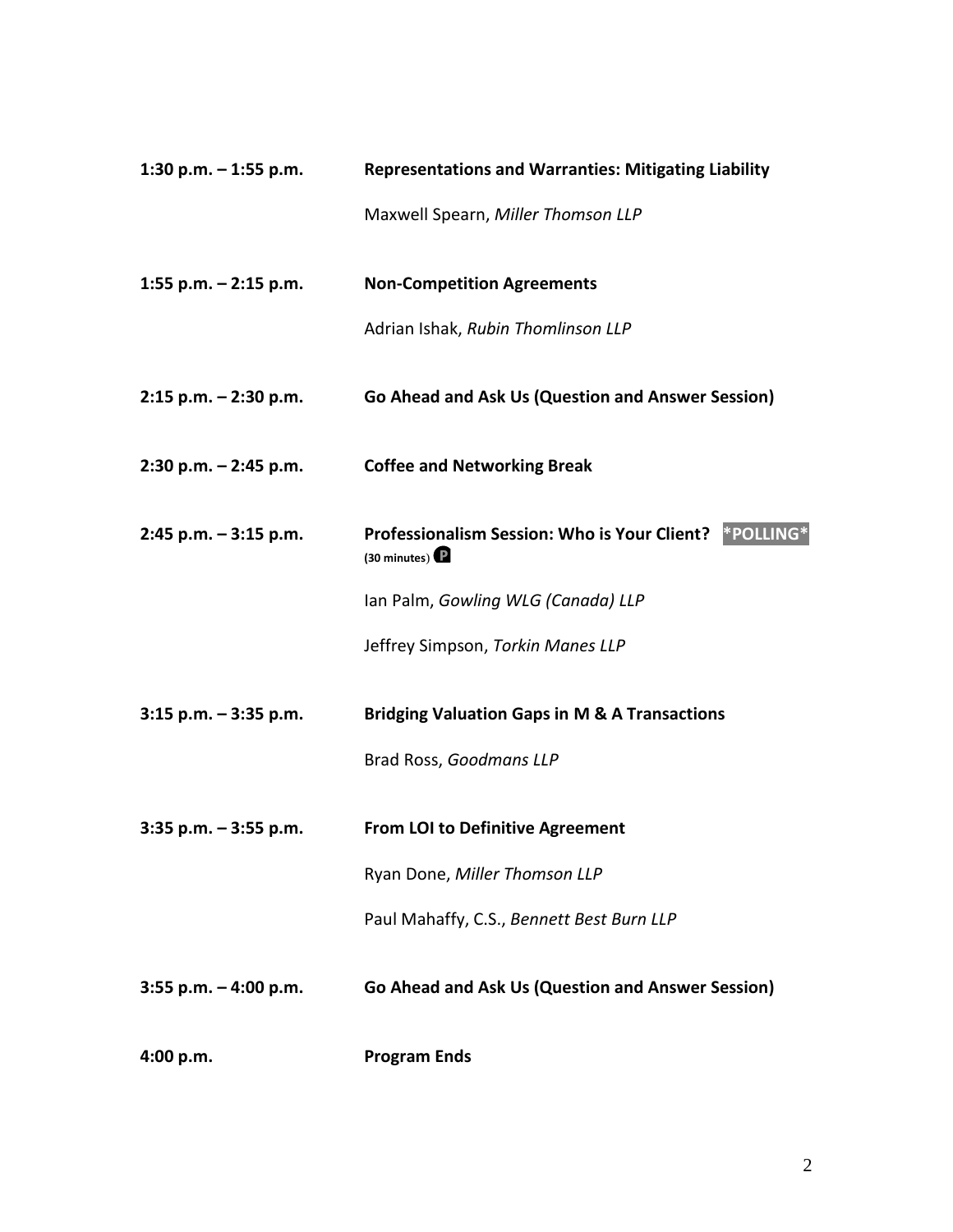| | |
|---|---|
| **1:30 p.m. – 1:55 p.m.** | **Representations and Warranties: Mitigating Liability** |
| | Maxwell Spearn, *Miller Thomson LLP* |
| **1:55 p.m. – 2:15 p.m.** | **Non-Competition Agreements** |
| | Adrian Ishak, *Rubin Thomlinson LLP* |
| **2:15 p.m. – 2:30 p.m.** | **Go Ahead and Ask Us (Question and Answer Session)** |
| **2:30 p.m. – 2:45 p.m.** | **Coffee and Networking Break** |
| **2:45 p.m. – 3:15 p.m.** | **Professionalism Session: Who is Your Client?** **\*POLLING\*** **(30 minutes)** P |
| | Ian Palm, *Gowling WLG (Canada) LLP* |
| | Jeffrey Simpson, *Torkin Manes LLP* |
| **3:15 p.m. – 3:35 p.m.** | **Bridging Valuation Gaps in M & A Transactions** |
| | Brad Ross, *Goodmans LLP* |
| **3:35 p.m. – 3:55 p.m.** | **From LOI to Definitive Agreement** |
| | Ryan Done, *Miller Thomson LLP* |
| | Paul Mahaffy, C.S., *Bennett Best Burn LLP* |
| **3:55 p.m. – 4:00 p.m.** | **Go Ahead and Ask Us (Question and Answer Session)** |
| **4:00 p.m.** | **Program Ends** |